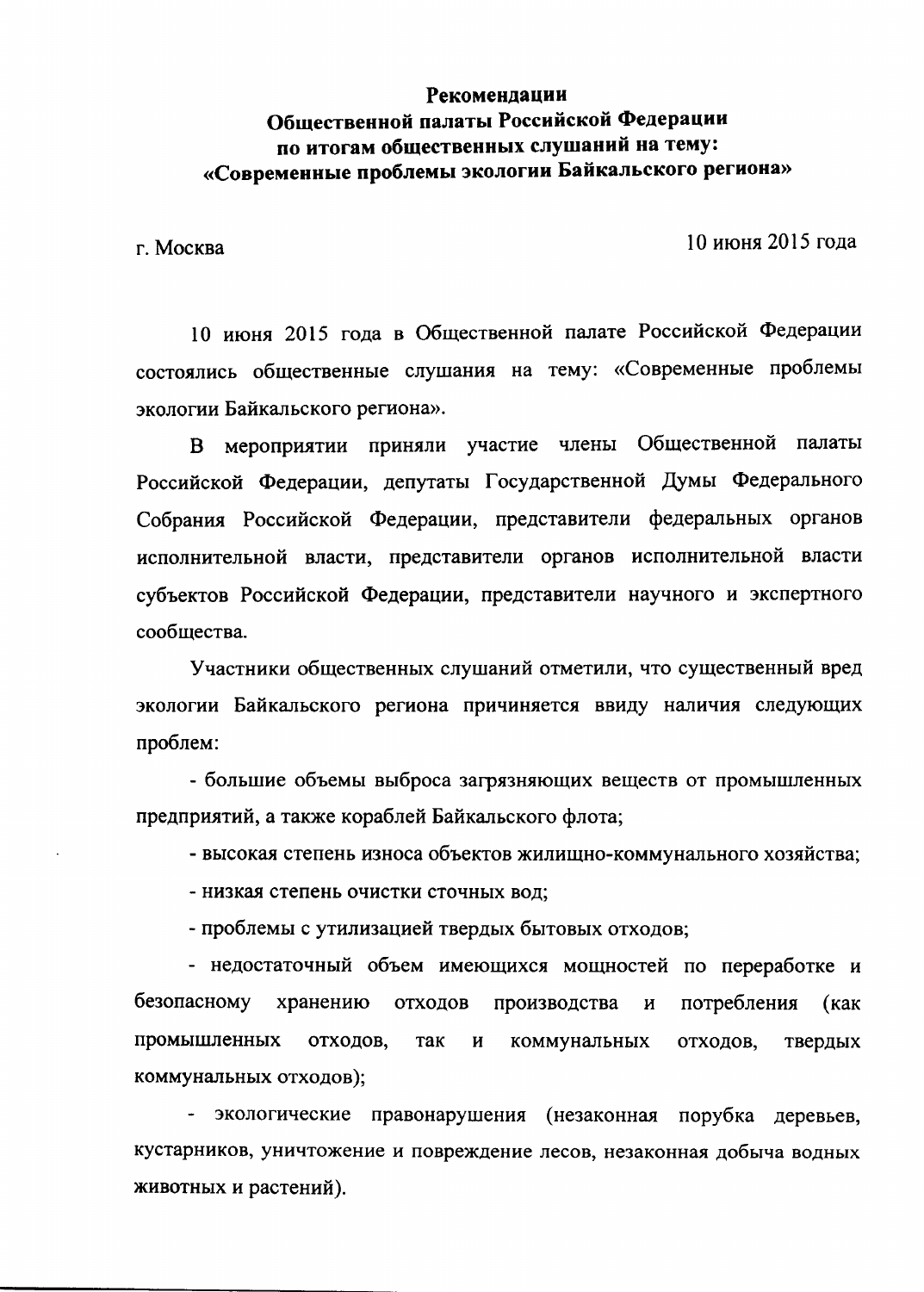# Рекомендации Общественной палаты Российской Федерации по итогам общественных слушаний на тему: «Современные проблемы экологии Байкальского региона»

г. Москва 10 июня 2015 года

10 июня 2015 года в Общественной палате Российской Федерации состоялись общественные слушания на тему: «Современные проблемы экологии Байкальского региона».

В мероприятии приняли участие члены Общественной палаты Российской Федерации, депутаты Государственной Думы Федерального Собрания Российской Федерации, представители федеральных органов исполнительной власти, представители органов исполнительной власти субъектов Российской Федерации, представители научного и экспертного сообщества.

Участники общественных слушаний отметили, что существенный вред экологии Байкальского региона причиняется ввиду наличия следующих проблем:

- большие объемы выброса загрязняющих веществ от промышленных предприятий, а также кораблей Байкальского флота;
- высокая степень износа объектов жилищно-коммунального хозяйства;
- низкая степень очистки сточных вод;
- проблемы с утилизацией твердых бытовых отходов;
- недостаточный объем имеющихся мощностей по переработке и безопасному хранению отходов производства и потребления (как промышленных отходов, так и коммунальных отходов, твердых коммунальных отходов);
- экологические правонарушения (незаконная порубка деревьев, кустарников, уничтожение и повреждение лесов, незаконная добыча водных животных и растений).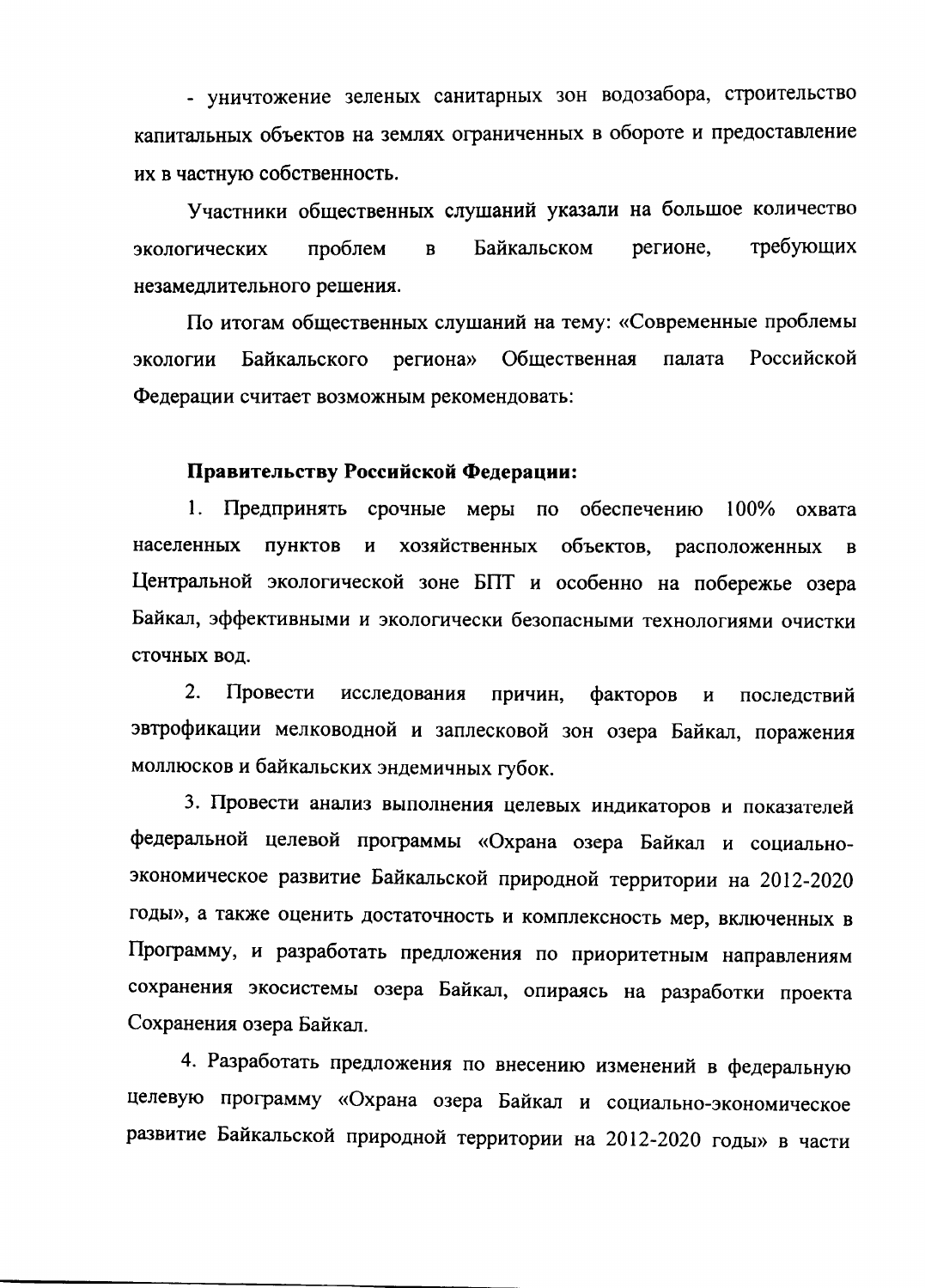- уничтожение зеленых санитарных зон водозабора, строительство капитальных объектов на землях ограниченных в обороте и предоставление их в частную собственность.

Участники общественных слушаний указали на большое количество экологических проблем в Байкальском регионе, требующих незамедлительного решения.

По итогам общественных слушаний на тему: «Современные проблемы экологии Байкальского региона» Общественная палата Российской Федерации считает возможным рекомендовать:

**Правительству Российской Федерации:**

1. Предпринять срочные меры по обеспечению 100% охвата населенных пунктов и хозяйственных объектов, расположенных в Центральной экологической зоне БПТ и особенно на побережье озера Байкал, эффективными и экологически безопасными технологиями очистки сточных вод.

2. Провести исследования причин, факторов и последствий эвтрофикации мелководной и заплесковой зон озера Байкал, поражения моллюсков и байкальских эндемичных губок.

3. Провести анализ выполнения целевых индикаторов и показателей федеральной целевой программы «Охрана озера Байкал и социально-экономическое развитие Байкальской природной территории на 2012-2020 годы», а также оценить достаточность и комплексность мер, включенных в Программу, и разработать предложения по приоритетным направлениям сохранения экосистемы озера Байкал, опираясь на разработки проекта Сохранения озера Байкал.

4. Разработать предложения по внесению изменений в федеральную целевую программу «Охрана озера Байкал и социально-экономическое развитие Байкальской природной территории на 2012-2020 годы» в части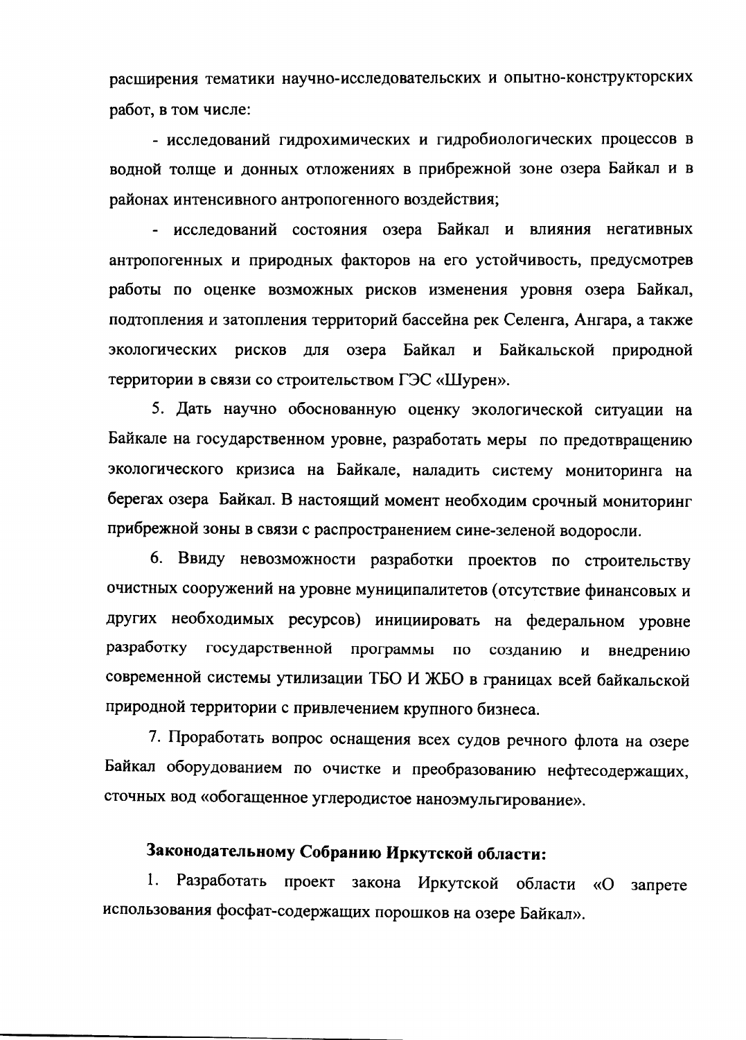расширения тематики научно-исследовательских и опытно-конструкторских работ, в том числе:

- исследований гидрохимических и гидробиологических процессов в водной толще и донных отложениях в прибрежной зоне озера Байкал и в районах интенсивного антропогенного воздействия;

- исследований состояния озера Байкал и влияния негативных антропогенных и природных факторов на его устойчивость, предусмотрев работы по оценке возможных рисков изменения уровня озера Байкал, подтопления и затопления территорий бассейна рек Селенга, Ангара, а также экологических рисков для озера Байкал и Байкальской природной территории в связи со строительством ГЭС «Шурен».

5. Дать научно обоснованную оценку экологической ситуации на Байкале на государственном уровне, разработать меры по предотвращению экологического кризиса на Байкале, наладить систему мониторинга на берегах озера Байкал. В настоящий момент необходим срочный мониторинг прибрежной зоны в связи с распространением сине-зеленой водоросли.

6. Ввиду невозможности разработки проектов по строительству очистных сооружений на уровне муниципалитетов (отсутствие финансовых и других необходимых ресурсов) инициировать на федеральном уровне разработку государственной программы по созданию и внедрению современной системы утилизации ТБО И ЖБО в границах всей байкальской природной территории с привлечением крупного бизнеса.

7. Проработать вопрос оснащения всех судов речного флота на озере Байкал оборудованием по очистке и преобразованию нефтесодержащих, сточных вод «обогащенное углеродистое наноэмульгирование».

**Законодательному Собранию Иркутской области:**

1. Разработать проект закона Иркутской области «О запрете использования фосфат-содержащих порошков на озере Байкал».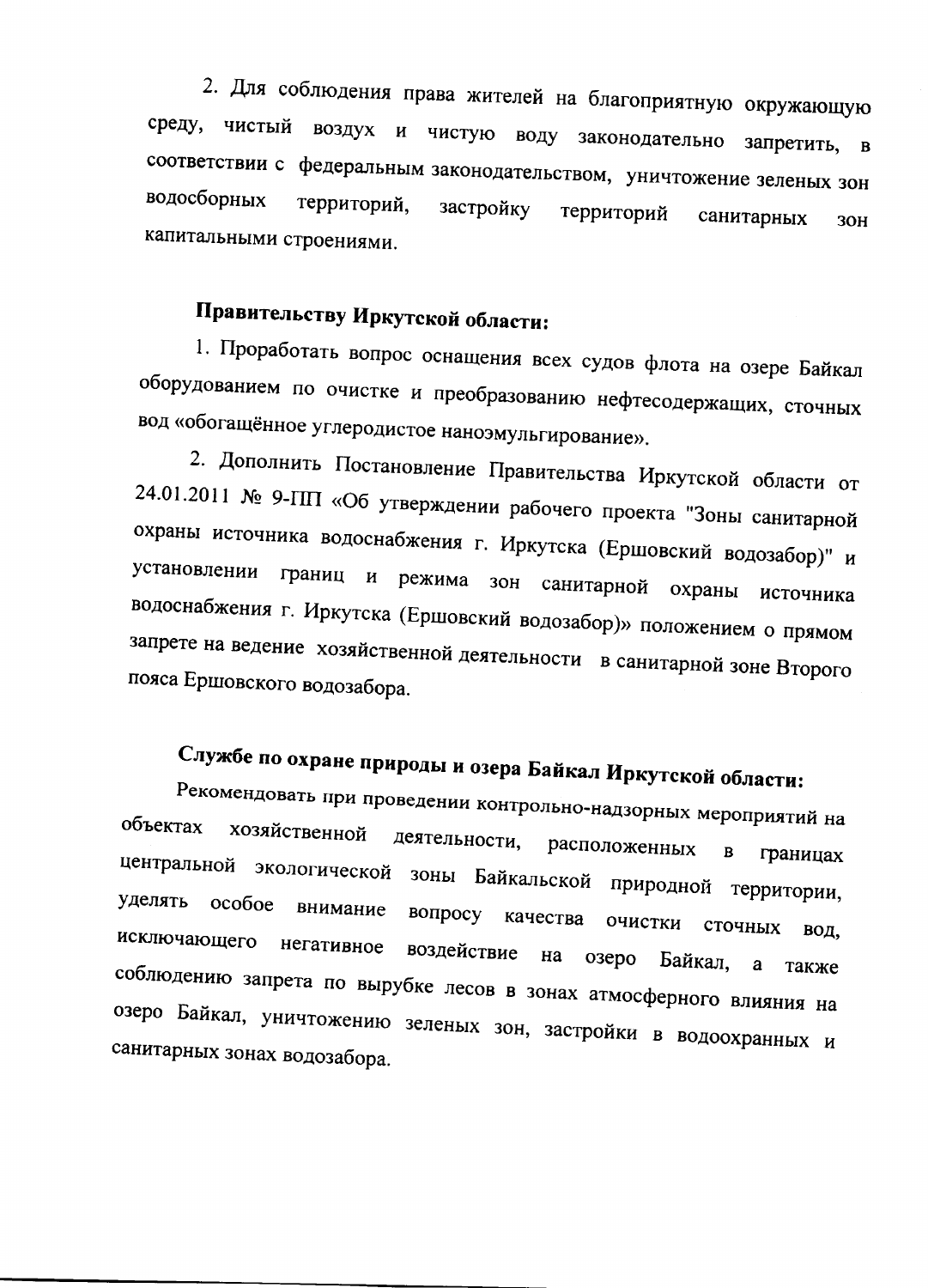2. Для соблюдения права жителей на благоприятную окружающую среду, чистый воздух и чистую воду законодательно запретить, в соответствии с федеральным законодательством, уничтожение зеленых зон водосборных территорий, застройку территорий санитарных зон капитальными строениями.

**Правительству Иркутской области:**

1. Проработать вопрос оснащения всех судов флота на озере Байкал оборудованием по очистке и преобразованию нефтесодержащих, сточных вод «обогащённое углеродистое наноэмульгирование».

2. Дополнить Постановление Правительства Иркутской области от 24.01.2011 № 9-ПП «Об утверждении рабочего проекта "Зоны санитарной охраны источника водоснабжения г. Иркутска (Ершовский водозабор)" и установлении границ и режима зон санитарной охраны источника водоснабжения г. Иркутска (Ершовский водозабор)» положением о прямом запрете на ведение хозяйственной деятельности в санитарной зоне Второго пояса Ершовского водозабора.

**Службе по охране природы и озера Байкал Иркутской области:**

Рекомендовать при проведении контрольно-надзорных мероприятий на объектах хозяйственной деятельности, расположенных в границах центральной экологической зоны Байкальской природной территории, уделять особое внимание вопросу качества очистки сточных вод, исключающего негативное воздействие на озеро Байкал, а также соблюдению запрета по вырубке лесов в зонах атмосферного влияния на озеро Байкал, уничтожению зеленых зон, застройки в водоохранных и санитарных зонах водозабора.